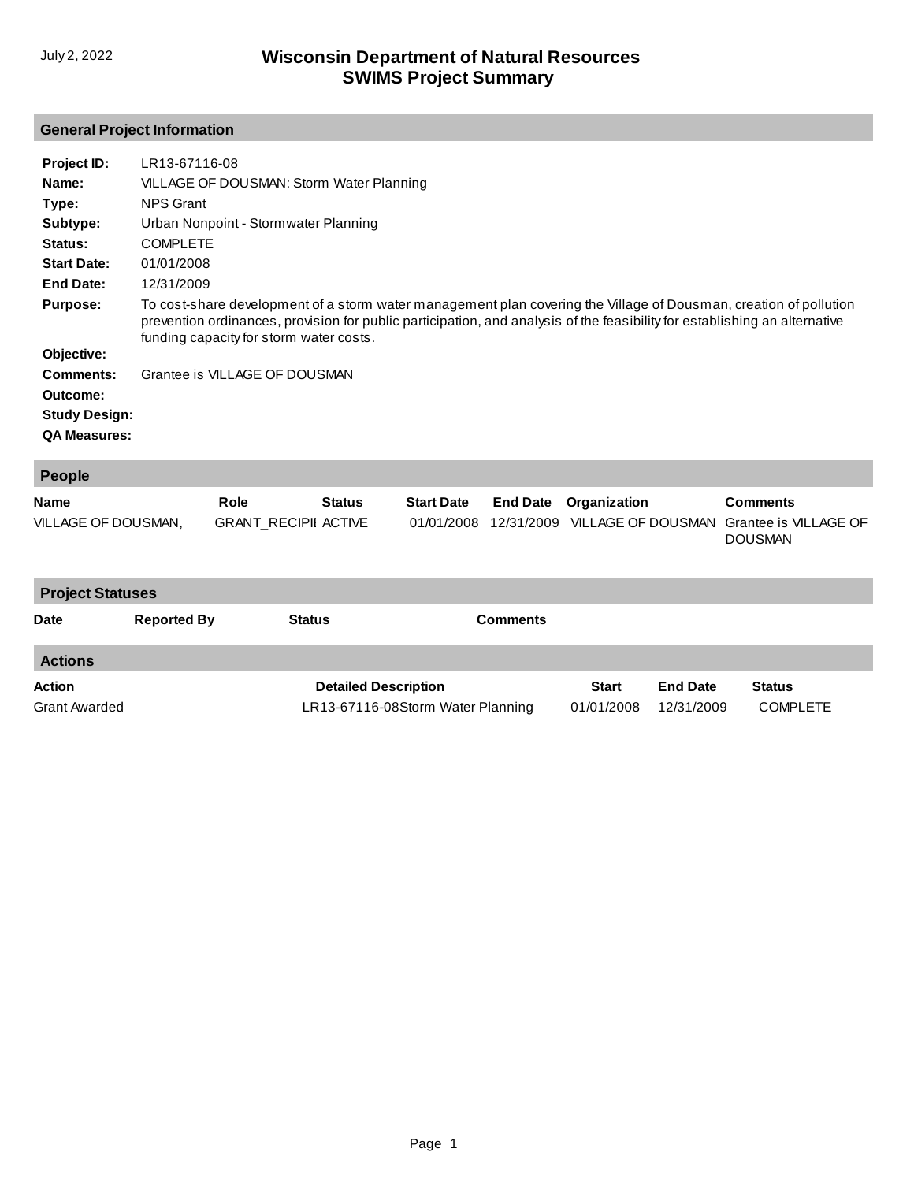July 2, 2022

# Wisconsin Department of Natural Resources
# SWIMS Project Summary

## General Project Information

**Project ID:** LR13-67116-08

**Name:** VILLAGE OF DOUSMAN: Storm Water Planning

**Type:** NPS Grant

**Subtype:** Urban Nonpoint - Stormwater Planning

**Status:** COMPLETE

**Start Date:** 01/01/2008

**End Date:** 12/31/2009

**Purpose:** To cost-share development of a storm water management plan covering the Village of Dousman, creation of pollution prevention ordinances, provision for public participation, and analysis of the feasibility for establishing an alternative funding capacity for storm water costs.

**Objective:**

**Comments:** Grantee is VILLAGE OF DOUSMAN

**Outcome:**

**Study Design:**

**QA Measures:**

## People

| Name | Role | Status | Start Date | End Date | Organization | Comments |
|---|---|---|---|---|---|---|
| VILLAGE OF DOUSMAN, | GRANT_RECIPII | ACTIVE | 01/01/2008 | 12/31/2009 | VILLAGE OF DOUSMAN | Grantee is VILLAGE OF DOUSMAN |

## Project Statuses

| Date | Reported By | Status | Comments |
|---|---|---|---|

## Actions

| Action | Detailed Description | Start | End Date | Status |
|---|---|---|---|---|
| Grant Awarded | LR13-67116-08Storm Water Planning | 01/01/2008 | 12/31/2009 | COMPLETE |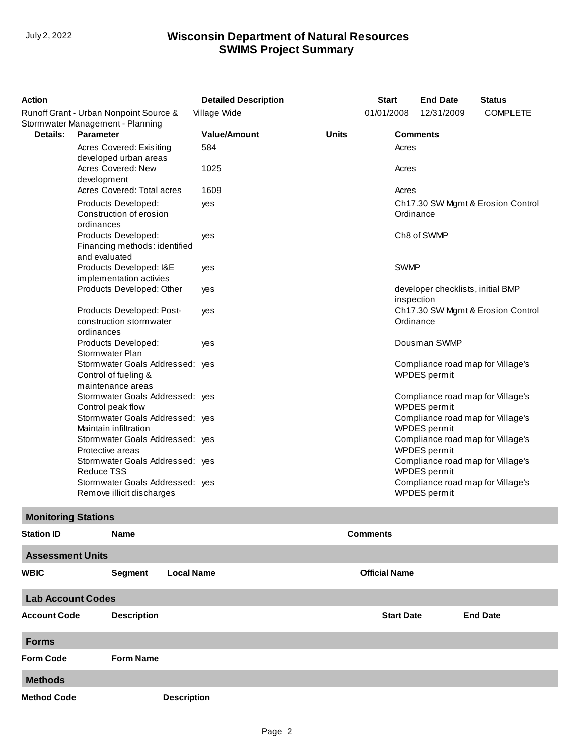| Action | Detailed Description | Start | End Date | Status |
|---|---|---|---|---|
| Runoff Grant - Urban Nonpoint Source & Stormwater Management - Planning | Village Wide | 01/01/2008 | 12/31/2009 | COMPLETE |

| Details: | Parameter | Value/Amount | Units | Comments |
|---|---|---|---|---|
| | Acres Covered: Exisiting developed urban areas | 584 | | Acres |
| | Acres Covered: New development | 1025 | | Acres |
| | Acres Covered: Total acres | 1609 | | Acres |
| | Products Developed: Construction of erosion ordinances | yes | | Ch17.30 SW Mgmt & Erosion Control Ordinance |
| | Products Developed: Financing methods: identified and evaluated | yes | | Ch8 of SWMP |
| | Products Developed: I&E implementation activies | yes | | SWMP |
| | Products Developed: Other | yes | | developer checklists, initial BMP inspection |
| | Products Developed: Post-construction stormwater ordinances | yes | | Ch17.30 SW Mgmt & Erosion Control Ordinance |
| | Products Developed: Stormwater Plan | yes | | Dousman SWMP |
| | Stormwater Goals Addressed: Control of fueling & maintenance areas | yes | | Compliance road map for Village's WPDES permit |
| | Stormwater Goals Addressed: Control peak flow | yes | | Compliance road map for Village's WPDES permit |
| | Stormwater Goals Addressed: Maintain infiltration | yes | | Compliance road map for Village's WPDES permit |
| | Stormwater Goals Addressed: Protective areas | yes | | Compliance road map for Village's WPDES permit |
| | Stormwater Goals Addressed: Reduce TSS | yes | | Compliance road map for Village's WPDES permit |
| | Stormwater Goals Addressed: Remove illicit discharges | yes | | Compliance road map for Village's WPDES permit |

## Monitoring Stations

| Station ID | Name | Comments |
|---|---|---|

## Assessment Units

| WBIC | Segment | Local Name | Official Name |
|---|---|---|---|

## Lab Account Codes

| Account Code | Description | Start Date | End Date |
|---|---|---|---|

## Forms

| Form Code | Form Name |
|---|---|

## Methods

| Method Code | Description |
|---|---|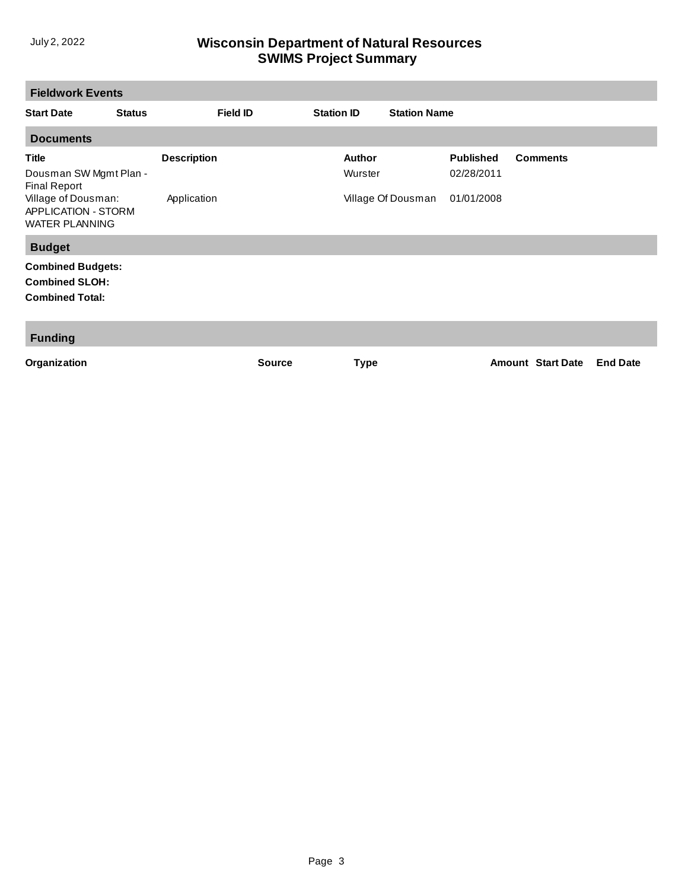## Fieldwork Events

| Start Date | Status | Field ID | Station ID | Station Name |
|---|---|---|---|---|

## Documents

| Title | Description | Author | Published | Comments |
|---|---|---|---|---|
| Dousman SW Mgmt Plan - Final Report | | Wurster | 02/28/2011 | |
| Village of Dousman: APPLICATION - STORM WATER PLANNING | Application | Village Of Dousman | 01/01/2008 | |

## Budget

**Combined Budgets:**

**Combined SLOH:**

**Combined Total:**

## Funding

| Organization | Source | Type | Amount | Start Date | End Date |
|---|---|---|---|---|---|